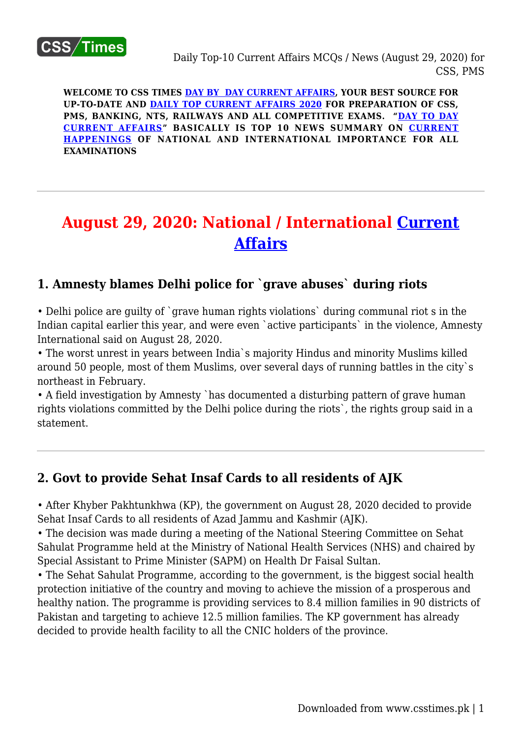**WELCOME TO CSS TIMES DAY BY DAY CURRENT AFFAIRS, YOUR BEST SOURCE FOR UP-TO-DATE AND DAILY TOP CURRENT AFFAIRS 2020 FOR PREPARATION OF CSS, PMS, BANKING, NTS, RAILWAYS AND ALL COMPETITIVE EXAMS. "DAY TO DAY CURRENT AFFAIRS" BASICALLY IS TOP 10 NEWS SUMMARY ON CURRENT HAPPENINGS OF NATIONAL AND INTERNATIONAL IMPORTANCE FOR ALL EXAMINATIONS**

---

# August 29, 2020: National / International Current Affairs

## 1. Amnesty blames Delhi police for `grave abuses` during riots

• Delhi police are guilty of `grave human rights violations` during communal riot s in the Indian capital earlier this year, and were even `active participants` in the violence, Amnesty International said on August 28, 2020.
• The worst unrest in years between India`s majority Hindus and minority Muslims killed around 50 people, most of them Muslims, over several days of running battles in the city`s northeast in February.
• A field investigation by Amnesty `has documented a disturbing pattern of grave human rights violations committed by the Delhi police during the riots`, the rights group said in a statement.

---

## 2. Govt to provide Sehat Insaf Cards to all residents of AJK

• After Khyber Pakhtunkhwa (KP), the government on August 28, 2020 decided to provide Sehat Insaf Cards to all residents of Azad Jammu and Kashmir (AJK).
• The decision was made during a meeting of the National Steering Committee on Sehat Sahulat Programme held at the Ministry of National Health Services (NHS) and chaired by Special Assistant to Prime Minister (SAPM) on Health Dr Faisal Sultan.
• The Sehat Sahulat Programme, according to the government, is the biggest social health protection initiative of the country and moving to achieve the mission of a prosperous and healthy nation. The programme is providing services to 8.4 million families in 90 districts of Pakistan and targeting to achieve 12.5 million families. The KP government has already decided to provide health facility to all the CNIC holders of the province.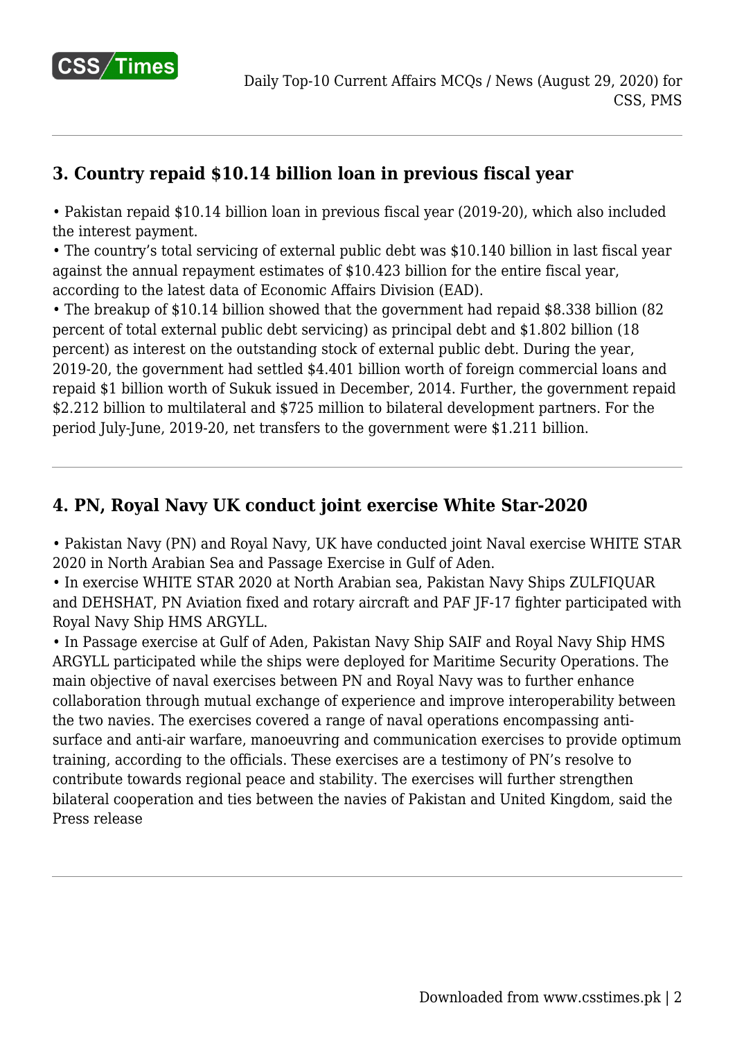### 3. Country repaid $10.14 billion loan in previous fiscal year

- Pakistan repaid $10.14 billion loan in previous fiscal year (2019-20), which also included the interest payment.
- The country's total servicing of external public debt was $10.140 billion in last fiscal year against the annual repayment estimates of $10.423 billion for the entire fiscal year, according to the latest data of Economic Affairs Division (EAD).
- The breakup of $10.14 billion showed that the government had repaid $8.338 billion (82 percent of total external public debt servicing) as principal debt and $1.802 billion (18 percent) as interest on the outstanding stock of external public debt. During the year, 2019-20, the government had settled $4.401 billion worth of foreign commercial loans and repaid $1 billion worth of Sukuk issued in December, 2014. Further, the government repaid $2.212 billion to multilateral and $725 million to bilateral development partners. For the period July-June, 2019-20, net transfers to the government were $1.211 billion.

---

### 4. PN, Royal Navy UK conduct joint exercise White Star-2020

- Pakistan Navy (PN) and Royal Navy, UK have conducted joint Naval exercise WHITE STAR 2020 in North Arabian Sea and Passage Exercise in Gulf of Aden.
- In exercise WHITE STAR 2020 at North Arabian sea, Pakistan Navy Ships ZULFIQUAR and DEHSHAT, PN Aviation fixed and rotary aircraft and PAF JF-17 fighter participated with Royal Navy Ship HMS ARGYLL.
- In Passage exercise at Gulf of Aden, Pakistan Navy Ship SAIF and Royal Navy Ship HMS ARGYLL participated while the ships were deployed for Maritime Security Operations. The main objective of naval exercises between PN and Royal Navy was to further enhance collaboration through mutual exchange of experience and improve interoperability between the two navies. The exercises covered a range of naval operations encompassing anti-surface and anti-air warfare, manoeuvring and communication exercises to provide optimum training, according to the officials. These exercises are a testimony of PN's resolve to contribute towards regional peace and stability. The exercises will further strengthen bilateral cooperation and ties between the navies of Pakistan and United Kingdom, said the Press release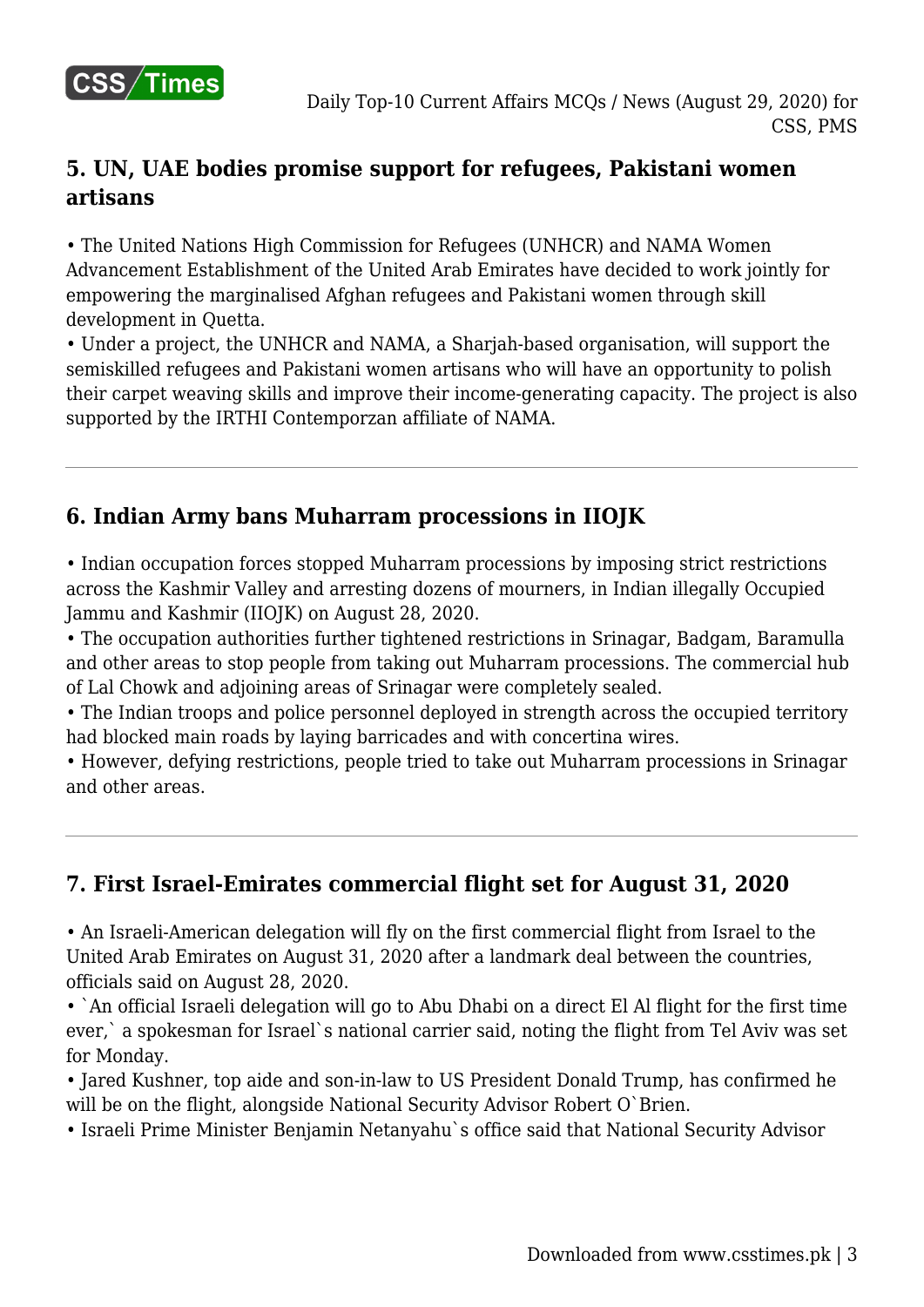## 5. UN, UAE bodies promise support for refugees, Pakistani women artisans

• The United Nations High Commission for Refugees (UNHCR) and NAMA Women Advancement Establishment of the United Arab Emirates have decided to work jointly for empowering the marginalised Afghan refugees and Pakistani women through skill development in Quetta.
• Under a project, the UNHCR and NAMA, a Sharjah-based organisation, will support the semiskilled refugees and Pakistani women artisans who will have an opportunity to polish their carpet weaving skills and improve their income-generating capacity. The project is also supported by the IRTHI Contemporzan affiliate of NAMA.

---

## 6. Indian Army bans Muharram processions in IIOJK

• Indian occupation forces stopped Muharram processions by imposing strict restrictions across the Kashmir Valley and arresting dozens of mourners, in Indian illegally Occupied Jammu and Kashmir (IIOJK) on August 28, 2020.
• The occupation authorities further tightened restrictions in Srinagar, Badgam, Baramulla and other areas to stop people from taking out Muharram processions. The commercial hub of Lal Chowk and adjoining areas of Srinagar were completely sealed.
• The Indian troops and police personnel deployed in strength across the occupied territory had blocked main roads by laying barricades and with concertina wires.
• However, defying restrictions, people tried to take out Muharram processions in Srinagar and other areas.

---

## 7. First Israel-Emirates commercial flight set for August 31, 2020

• An Israeli-American delegation will fly on the first commercial flight from Israel to the United Arab Emirates on August 31, 2020 after a landmark deal between the countries, officials said on August 28, 2020.
• `An official Israeli delegation will go to Abu Dhabi on a direct El Al flight for the first time ever,` a spokesman for Israel`s national carrier said, noting the flight from Tel Aviv was set for Monday.
• Jared Kushner, top aide and son-in-law to US President Donald Trump, has confirmed he will be on the flight, alongside National Security Advisor Robert O`Brien.
• Israeli Prime Minister Benjamin Netanyahu`s office said that National Security Advisor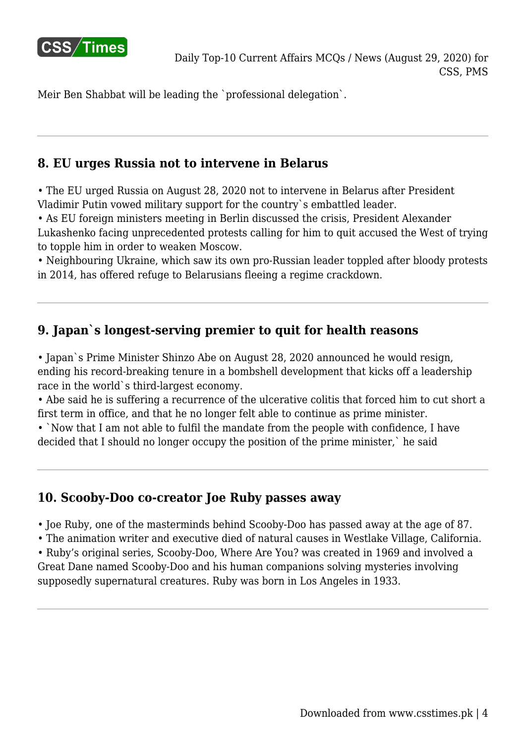Meir Ben Shabbat will be leading the `professional delegation`.

---

## 8. EU urges Russia not to intervene in Belarus

• The EU urged Russia on August 28, 2020 not to intervene in Belarus after President Vladimir Putin vowed military support for the country`s embattled leader.
• As EU foreign ministers meeting in Berlin discussed the crisis, President Alexander Lukashenko facing unprecedented protests calling for him to quit accused the West of trying to topple him in order to weaken Moscow.
• Neighbouring Ukraine, which saw its own pro-Russian leader toppled after bloody protests in 2014, has offered refuge to Belarusians fleeing a regime crackdown.

---

## 9. Japan`s longest-serving premier to quit for health reasons

• Japan`s Prime Minister Shinzo Abe on August 28, 2020 announced he would resign, ending his record-breaking tenure in a bombshell development that kicks off a leadership race in the world`s third-largest economy.
• Abe said he is suffering a recurrence of the ulcerative colitis that forced him to cut short a first term in office, and that he no longer felt able to continue as prime minister.
• `Now that I am not able to fulfil the mandate from the people with confidence, I have decided that I should no longer occupy the position of the prime minister,` he said

---

## 10. Scooby-Doo co-creator Joe Ruby passes away

• Joe Ruby, one of the masterminds behind Scooby-Doo has passed away at the age of 87.
• The animation writer and executive died of natural causes in Westlake Village, California.
• Ruby's original series, Scooby-Doo, Where Are You? was created in 1969 and involved a Great Dane named Scooby-Doo and his human companions solving mysteries involving supposedly supernatural creatures. Ruby was born in Los Angeles in 1933.

---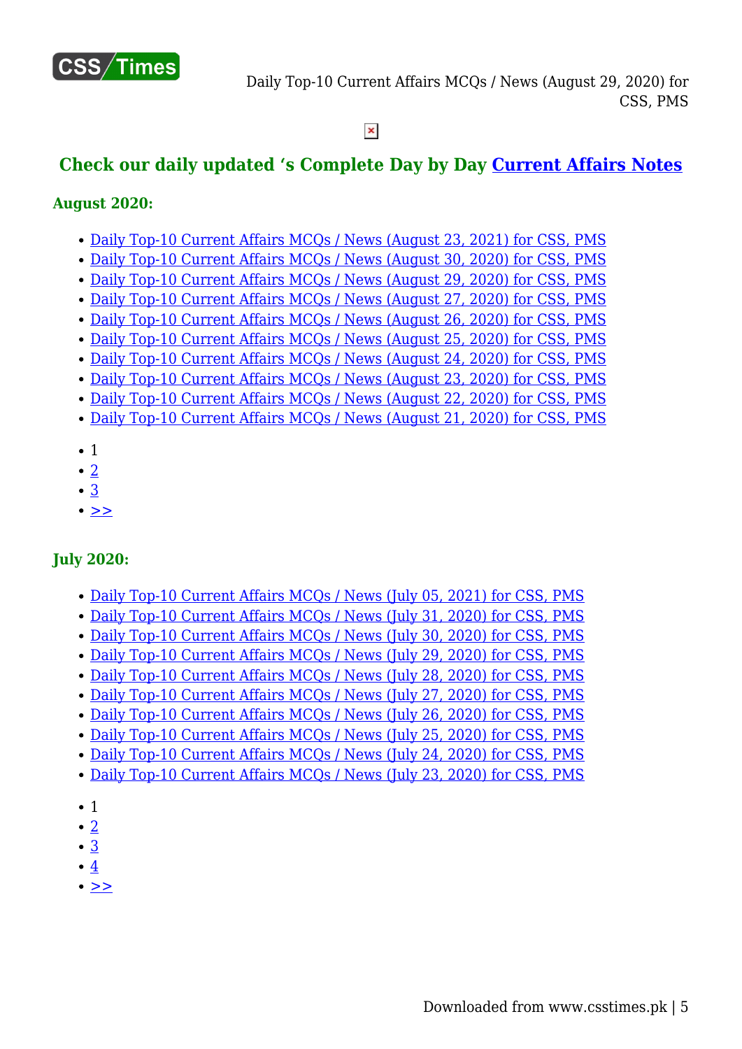## Check our daily updated 's Complete Day by Day Current Affairs Notes

**August 2020:**

- Daily Top-10 Current Affairs MCQs / News (August 23, 2021) for CSS, PMS
- Daily Top-10 Current Affairs MCQs / News (August 30, 2020) for CSS, PMS
- Daily Top-10 Current Affairs MCQs / News (August 29, 2020) for CSS, PMS
- Daily Top-10 Current Affairs MCQs / News (August 27, 2020) for CSS, PMS
- Daily Top-10 Current Affairs MCQs / News (August 26, 2020) for CSS, PMS
- Daily Top-10 Current Affairs MCQs / News (August 25, 2020) for CSS, PMS
- Daily Top-10 Current Affairs MCQs / News (August 24, 2020) for CSS, PMS
- Daily Top-10 Current Affairs MCQs / News (August 23, 2020) for CSS, PMS
- Daily Top-10 Current Affairs MCQs / News (August 22, 2020) for CSS, PMS
- Daily Top-10 Current Affairs MCQs / News (August 21, 2020) for CSS, PMS

- 1
- 2
- 3
- >>

**July 2020:**

- Daily Top-10 Current Affairs MCQs / News (July 05, 2021) for CSS, PMS
- Daily Top-10 Current Affairs MCQs / News (July 31, 2020) for CSS, PMS
- Daily Top-10 Current Affairs MCQs / News (July 30, 2020) for CSS, PMS
- Daily Top-10 Current Affairs MCQs / News (July 29, 2020) for CSS, PMS
- Daily Top-10 Current Affairs MCQs / News (July 28, 2020) for CSS, PMS
- Daily Top-10 Current Affairs MCQs / News (July 27, 2020) for CSS, PMS
- Daily Top-10 Current Affairs MCQs / News (July 26, 2020) for CSS, PMS
- Daily Top-10 Current Affairs MCQs / News (July 25, 2020) for CSS, PMS
- Daily Top-10 Current Affairs MCQs / News (July 24, 2020) for CSS, PMS
- Daily Top-10 Current Affairs MCQs / News (July 23, 2020) for CSS, PMS

- 1
- 2
- 3
- 4
- >>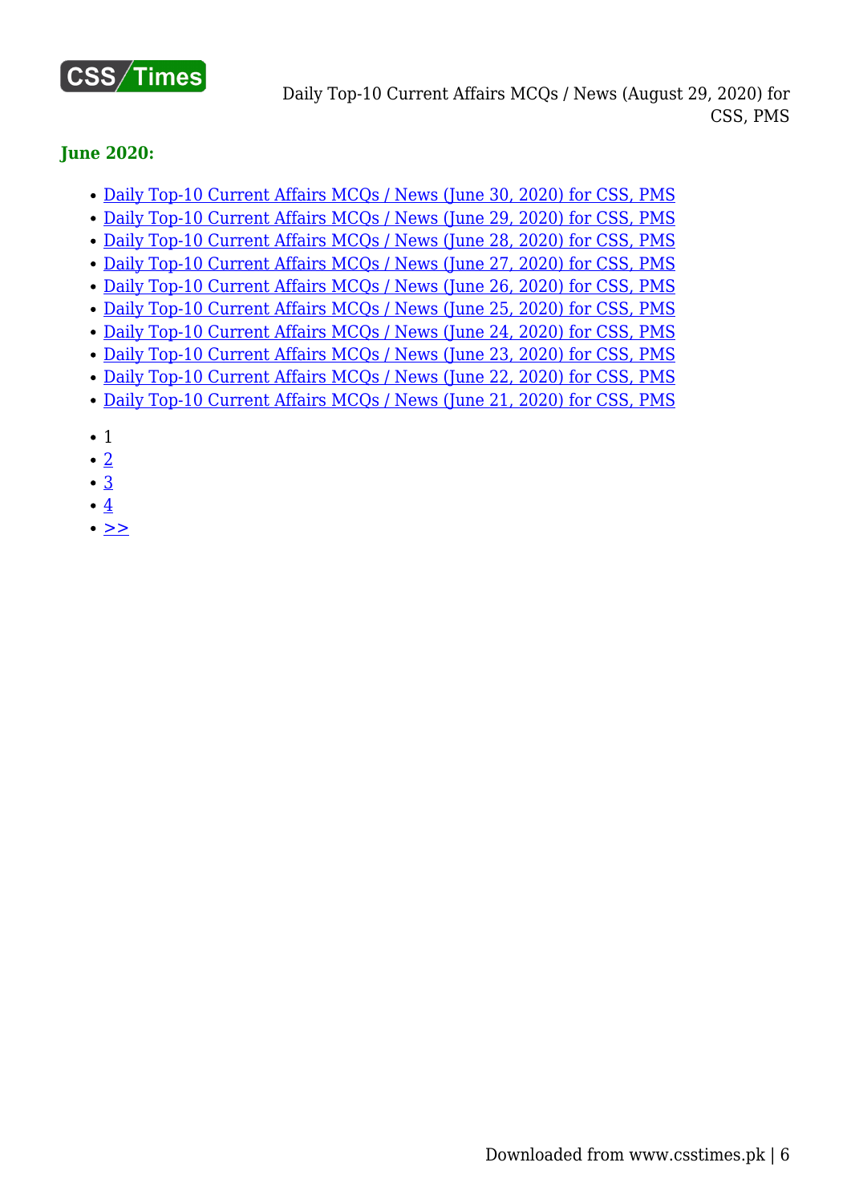**June 2020:**

- Daily Top-10 Current Affairs MCQs / News (June 30, 2020) for CSS, PMS
- Daily Top-10 Current Affairs MCQs / News (June 29, 2020) for CSS, PMS
- Daily Top-10 Current Affairs MCQs / News (June 28, 2020) for CSS, PMS
- Daily Top-10 Current Affairs MCQs / News (June 27, 2020) for CSS, PMS
- Daily Top-10 Current Affairs MCQs / News (June 26, 2020) for CSS, PMS
- Daily Top-10 Current Affairs MCQs / News (June 25, 2020) for CSS, PMS
- Daily Top-10 Current Affairs MCQs / News (June 24, 2020) for CSS, PMS
- Daily Top-10 Current Affairs MCQs / News (June 23, 2020) for CSS, PMS
- Daily Top-10 Current Affairs MCQs / News (June 22, 2020) for CSS, PMS
- Daily Top-10 Current Affairs MCQs / News (June 21, 2020) for CSS, PMS

- 1
- 2
- 3
- 4
- >>